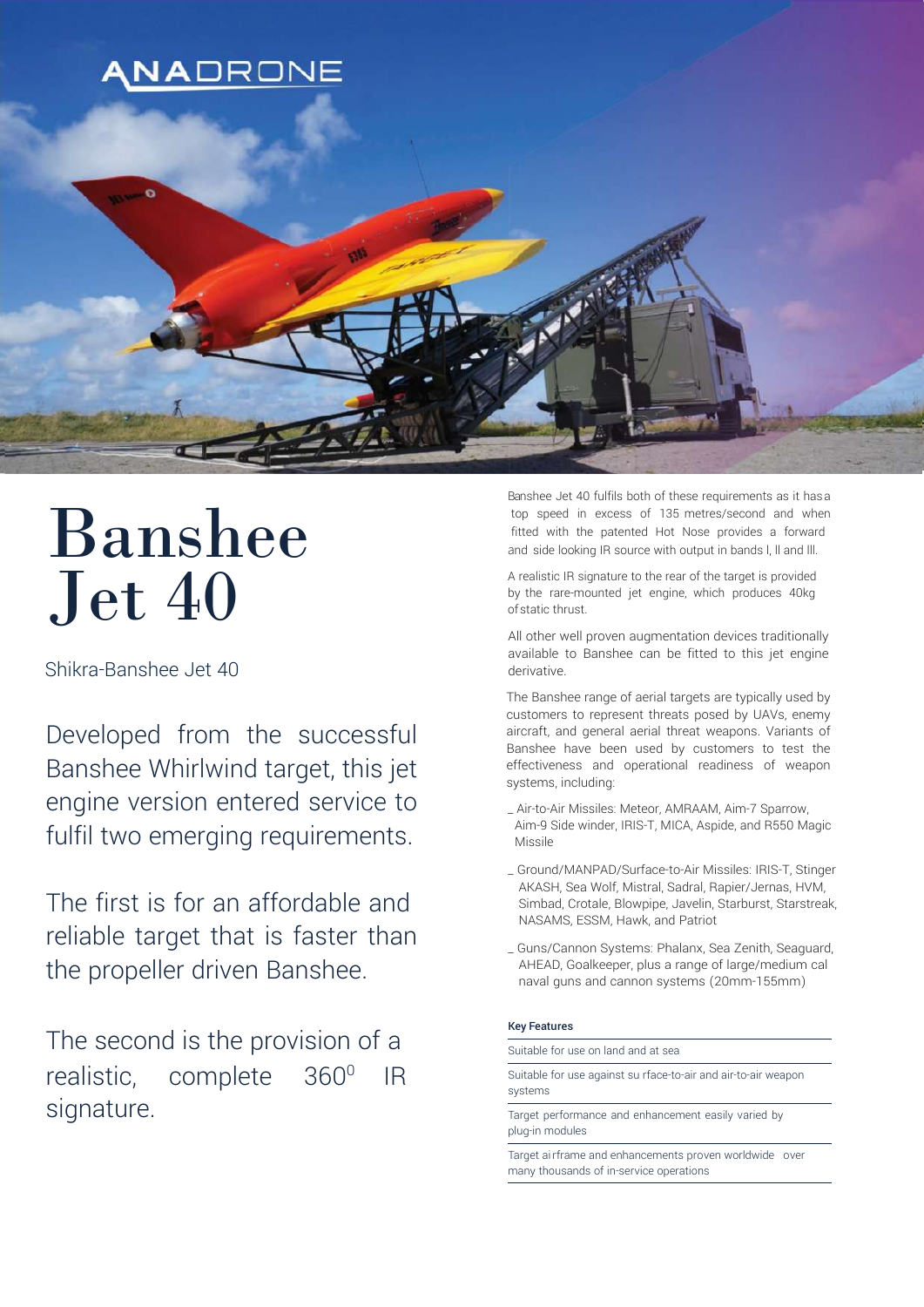ANADRONE

# Banshee Jet 40

Shikra-Banshee Jet 40

Developed from the successful Banshee Whirlwind target, this jet engine version entered service to fulfil two emerging requirements.

The first is for an affordable and reliable target that is faster than the propeller driven Banshee.

The second is the provision of a realistic, complete 360$^0$ IR signature.

Banshee Jet 40 fulfils both of these requirements as it has a top speed in excess of 135 metres/second and when fitted with the patented Hot Nose provides a forward and side looking IR source with output in bands I, II and III.

A realistic IR signature to the rear of the target is provided by the rare-mounted jet engine, which produces 40kg of static thrust.

All other well proven augmentation devices traditionally available to Banshee can be fitted to this jet engine derivative.

The Banshee range of aerial targets are typically used by customers to represent threats posed by UAVs, enemy aircraft, and general aerial threat weapons. Variants of Banshee have been used by customers to test the effectiveness and operational readiness of weapon systems, including:

_ Air-to-Air Missiles: Meteor, AMRAAM, Aim-7 Sparrow, Aim-9 Side winder, IRIS-T, MICA, Aspide, and R550 Magic Missile

_ Ground/MANPAD/Surface-to-Air Missiles: IRIS-T, Stinger AKASH, Sea Wolf, Mistral, Sadral, Rapier/Jernas, HVM, Simbad, Crotale, Blowpipe, Javelin, Starburst, Starstreak, NASAMS, ESSM, Hawk, and Patriot

_ Guns/Cannon Systems: Phalanx, Sea Zenith, Seaguard, AHEAD, Goalkeeper, plus a range of large/medium cal naval guns and cannon systems (20mm-155mm)

**Key Features**

- Suitable for use on land and at sea
- Suitable for use against su rface-to-air and air-to-air weapon systems
- Target performance and enhancement easily varied by plug-in modules
- Target airframe and enhancements proven worldwide over many thousands of in-service operations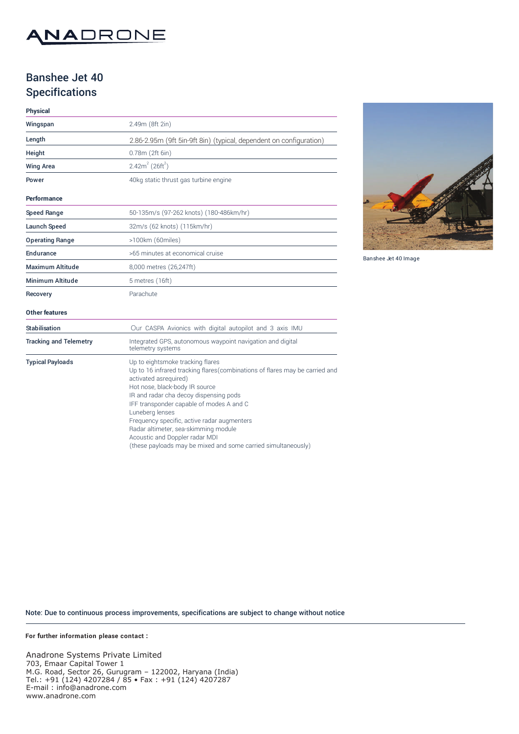# ANADRONE

## Banshee Jet 40 Specifications

| | |
|---|---|
| **Physical** | |
| Wingspan | 2.49m (8ft 2in) |
| Length | 2.86-2.95m (9ft 5in-9ft 8in) (typical, dependent on configuration) |
| Height | 0.78m (2ft 6in) |
| Wing Area | 2.42m$^2$ (26ft$^2$) |
| Power | 40kg static thrust gas turbine engine |
| **Performance** | |
| Speed Range | 50-135m/s (97-262 knots) (180-486km/hr) |
| Launch Speed | 32m/s (62 knots) (115km/hr) |
| Operating Range | >100km (60miles) |
| Endurance | >65 minutes at economical cruise |
| Maximum Altitude | 8,000 metres (26,247ft) |
| Minimum Altitude | 5 metres (16ft) |
| Recovery | Parachute |
| **Other features** | |
| Stabilisation | Our CASPA Avionics with digital autopilot and 3 axis IMU |
| Tracking and Telemetry | Integrated GPS, autonomous waypoint navigation and digital telemetry systems |
| Typical Payloads | Up to eightsmoke tracking flares<br>Up to 16 infrared tracking flares(combinations of flares may be carried and activated asrequired)<br>Hot nose, black-body IR source<br>IR and radar cha decoy dispensing pods<br>IFF transponder capable of modes A and C<br>Luneberg lenses<br>Frequency specific, active radar augmenters<br>Radar altimeter, sea-skimming module<br>Acoustic and Doppler radar MDI<br>(these payloads may be mixed and some carried simultaneously) |

Banshee Jet 40 Image

Note: Due to continuous process improvements, specifications are subject to change without notice

**For further information please contact :**

Anadrone Systems Private Limited
703, Emaar Capital Tower 1
M.G. Road, Sector 26, Gurugram – 122002, Haryana (India)
Tel.: +91 (124) 4207284 / 85 • Fax : +91 (124) 4207287
E-mail : info@anadrone.com
www.anadrone.com